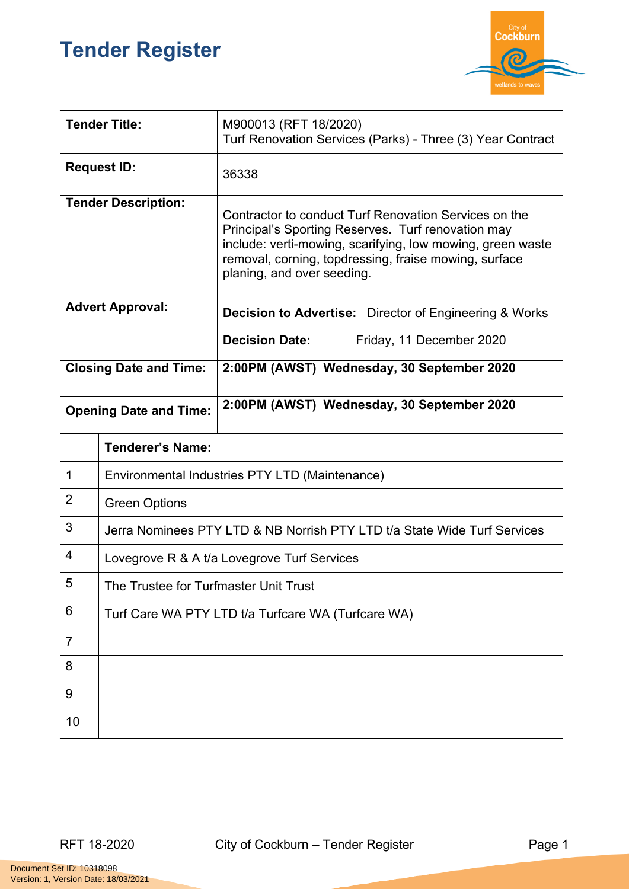# Tender Register

| | |
|---|---|
| **Tender Title:** | M900013 (RFT 18/2020) Turf Renovation Services (Parks) - Three (3) Year Contract |
| **Request ID:** | 36338 |
| **Tender Description:** | Contractor to conduct Turf Renovation Services on the Principal's Sporting Reserves. Turf renovation may include: verti-mowing, scarifying, low mowing, green waste removal, corning, topdressing, fraise mowing, surface planing, and over seeding. |
| **Advert Approval:** | **Decision to Advertise:** Director of Engineering & Works<br>**Decision Date:** Friday, 11 December 2020 |
| **Closing Date and Time:** | **2:00PM (AWST) Wednesday, 30 September 2020** |
| **Opening Date and Time:** | **2:00PM (AWST) Wednesday, 30 September 2020** |

| | **Tenderer's Name:** |
|---|---|
| 1 | Environmental Industries PTY LTD (Maintenance) |
| 2 | Green Options |
| 3 | Jerra Nominees PTY LTD & NB Norrish PTY LTD t/a State Wide Turf Services |
| 4 | Lovegrove R & A t/a Lovegrove Turf Services |
| 5 | The Trustee for Turfmaster Unit Trust |
| 6 | Turf Care WA PTY LTD t/a Turfcare WA (Turfcare WA) |
| 7 | |
| 8 | |
| 9 | |
| 10 | |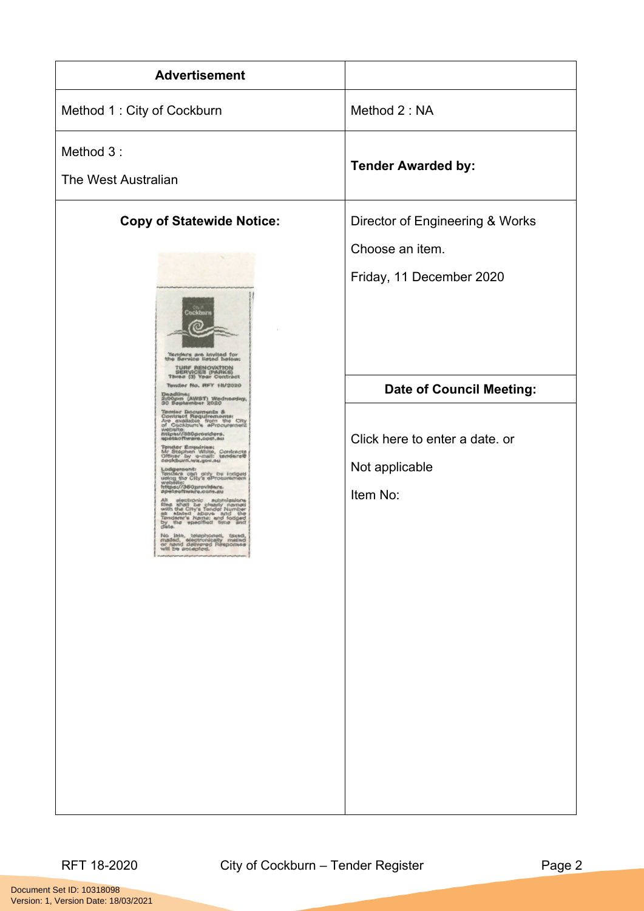| Advertisement | |
|---|---|
| Method 1 : City of Cockburn | Method 2 : NA |
| Method 3 :<br>The West Australian | **Tender Awarded by:** |
| **Copy of Statewide Notice:**<br><br>City of Cockburn<br>Tenders are invited for the Service listed below:<br>TURF RENOVATION SERVICES (PARKS)<br>Three (3) Year Contract<br>Tender No. RFT 18/2020<br>Deadline: 2:00pm (AWST) Wednesday, 30 September 2020<br>Tender Documents & Contract Requirements: Are available from the City of Cockburn's eProcurement website: https://360providers.apetsoftware.com.au<br>Tender Enquiries: Mr Stephen White, Contracts Officer by e-mail: tenders@cockburn.wa.gov.au<br>Lodgement: Tenders can only be lodged using the City's eProcurement website: https://360providers.apetsoftware.com.au<br>All electronic submissions files shall be clearly named with the City's Tender Number as stated above and the Tenderer's Name; and lodged by the specified time and date.<br>No late, telephoned, faxed, mailed, electronically mailed or hand delivered Responses will be accepted. | Director of Engineering & Works<br>Choose an item.<br>Friday, 11 December 2020<br><br>**Date of Council Meeting:**<br><br>Click here to enter a date. or<br>Not applicable<br>Item No: |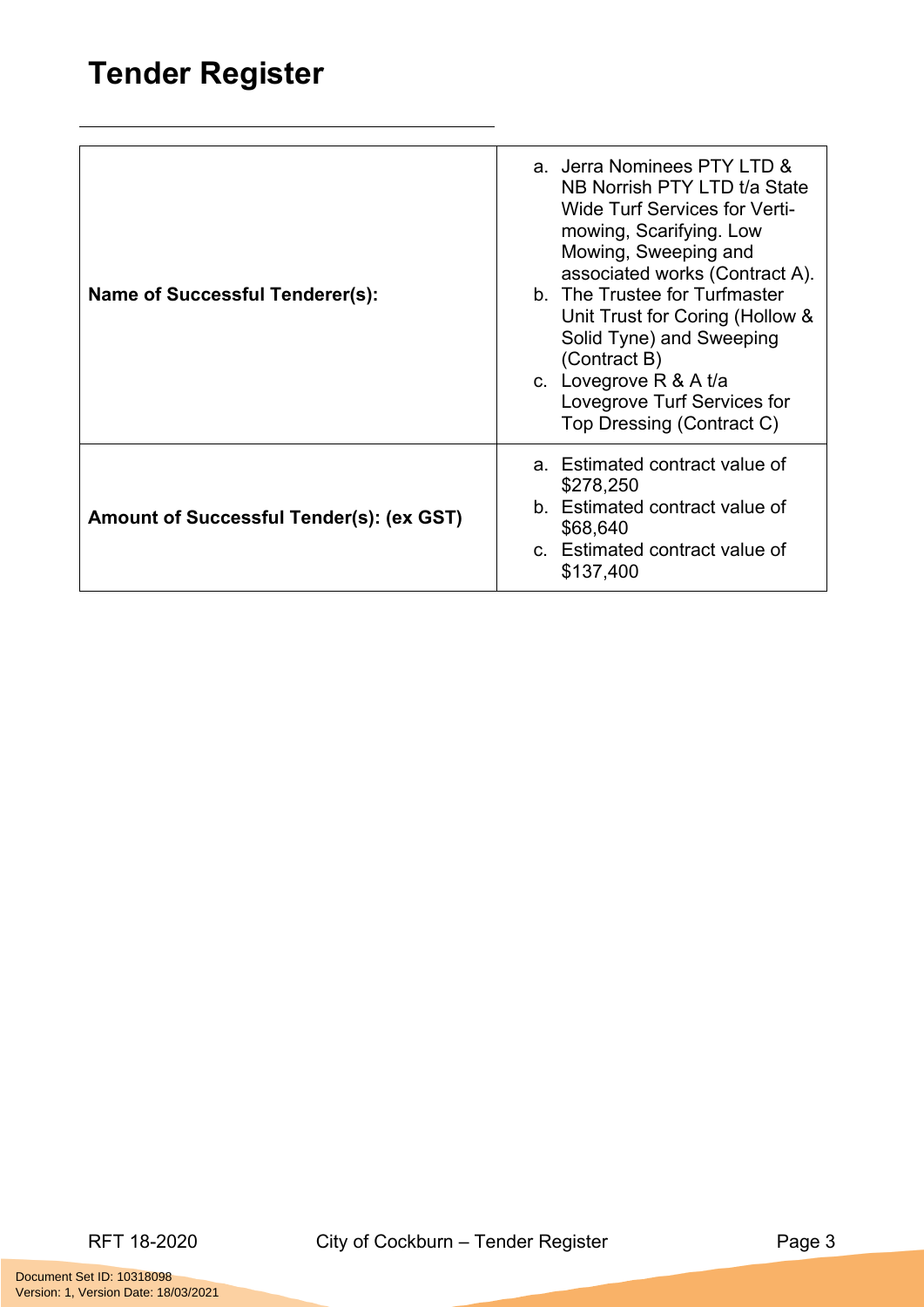# Tender Register

| | |
|---|---|
| **Name of Successful Tenderer(s):** | a. Jerra Nominees PTY LTD & NB Norrish PTY LTD t/a State Wide Turf Services for Verti-mowing, Scarifying. Low Mowing, Sweeping and associated works (Contract A).<br>b. The Trustee for Turfmaster Unit Trust for Coring (Hollow & Solid Tyne) and Sweeping (Contract B)<br>c. Lovegrove R & A t/a Lovegrove Turf Services for Top Dressing (Contract C) |
| **Amount of Successful Tender(s): (ex GST)** | a. Estimated contract value of $278,250<br>b. Estimated contract value of $68,640<br>c. Estimated contract value of $137,400 |